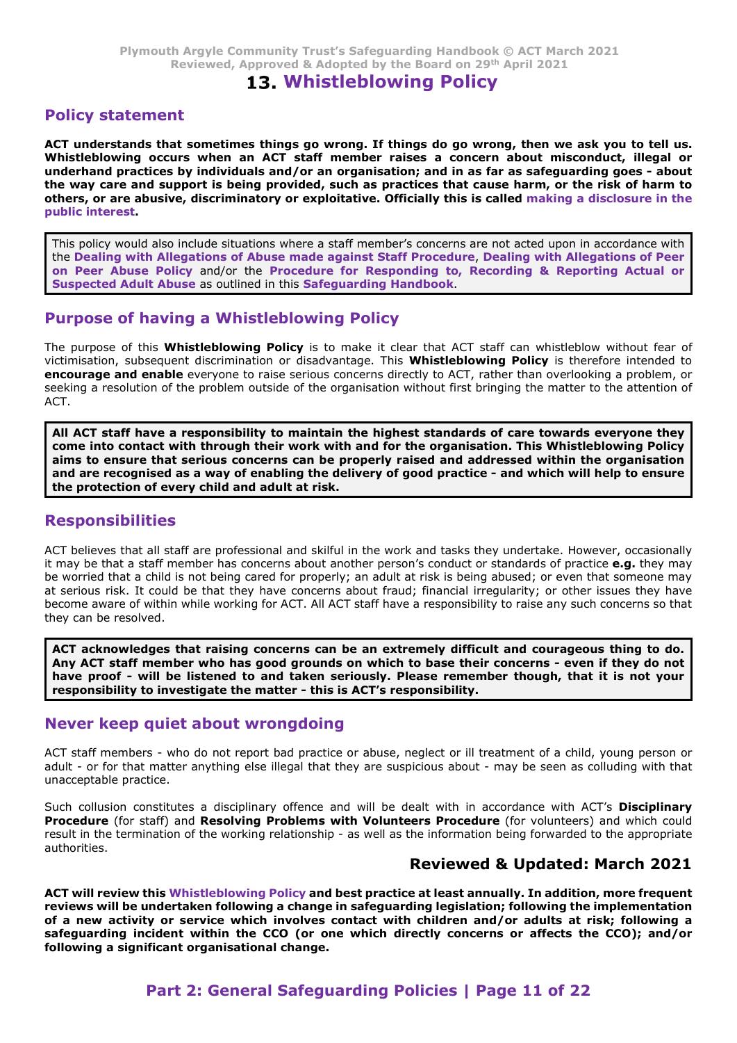# 13. Whistleblowing Policy

## Policy statement

**ACT understands that sometimes things go wrong. If things do go wrong, then we ask you to tell us. Whistleblowing occurs when an ACT staff member raises a concern about misconduct, illegal or underhand practices by individuals and/or an organisation; and in as far as safeguarding goes - about the way care and support is being provided, such as practices that cause harm, or the risk of harm to others, or are abusive, discriminatory or exploitative. Officially this is called making a disclosure in the public interest.**

This policy would also include situations where a staff member's concerns are not acted upon in accordance with the **Dealing with Allegations of Abuse made against Staff Procedure**, **Dealing with Allegations of Peer on Peer Abuse Policy** and/or the **Procedure for Responding to, Recording & Reporting Actual or Suspected Adult Abuse** as outlined in this **Safeguarding Handbook**.

## Purpose of having a Whistleblowing Policy

The purpose of this **Whistleblowing Policy** is to make it clear that ACT staff can whistleblow without fear of victimisation, subsequent discrimination or disadvantage. This **Whistleblowing Policy** is therefore intended to **encourage and enable** everyone to raise serious concerns directly to ACT, rather than overlooking a problem, or seeking a resolution of the problem outside of the organisation without first bringing the matter to the attention of ACT.

**All ACT staff have a responsibility to maintain the highest standards of care towards everyone they come into contact with through their work with and for the organisation. This Whistleblowing Policy aims to ensure that serious concerns can be properly raised and addressed within the organisation and are recognised as a way of enabling the delivery of good practice - and which will help to ensure the protection of every child and adult at risk.**

## Responsibilities

ACT believes that all staff are professional and skilful in the work and tasks they undertake. However, occasionally it may be that a staff member has concerns about another person's conduct or standards of practice **e.g.** they may be worried that a child is not being cared for properly; an adult at risk is being abused; or even that someone may at serious risk. It could be that they have concerns about fraud; financial irregularity; or other issues they have become aware of within while working for ACT. All ACT staff have a responsibility to raise any such concerns so that they can be resolved.

**ACT acknowledges that raising concerns can be an extremely difficult and courageous thing to do. Any ACT staff member who has good grounds on which to base their concerns - even if they do not have proof - will be listened to and taken seriously. Please remember though, that it is not your responsibility to investigate the matter - this is ACT's responsibility.**

## Never keep quiet about wrongdoing

ACT staff members - who do not report bad practice or abuse, neglect or ill treatment of a child, young person or adult - or for that matter anything else illegal that they are suspicious about - may be seen as colluding with that unacceptable practice.

Such collusion constitutes a disciplinary offence and will be dealt with in accordance with ACT's **Disciplinary Procedure** (for staff) and **Resolving Problems with Volunteers Procedure** (for volunteers) and which could result in the termination of the working relationship - as well as the information being forwarded to the appropriate authorities.

**Reviewed & Updated: March 2021**

**ACT will review this Whistleblowing Policy and best practice at least annually. In addition, more frequent reviews will be undertaken following a change in safeguarding legislation; following the implementation of a new activity or service which involves contact with children and/or adults at risk; following a safeguarding incident within the CCO (or one which directly concerns or affects the CCO); and/or following a significant organisational change.**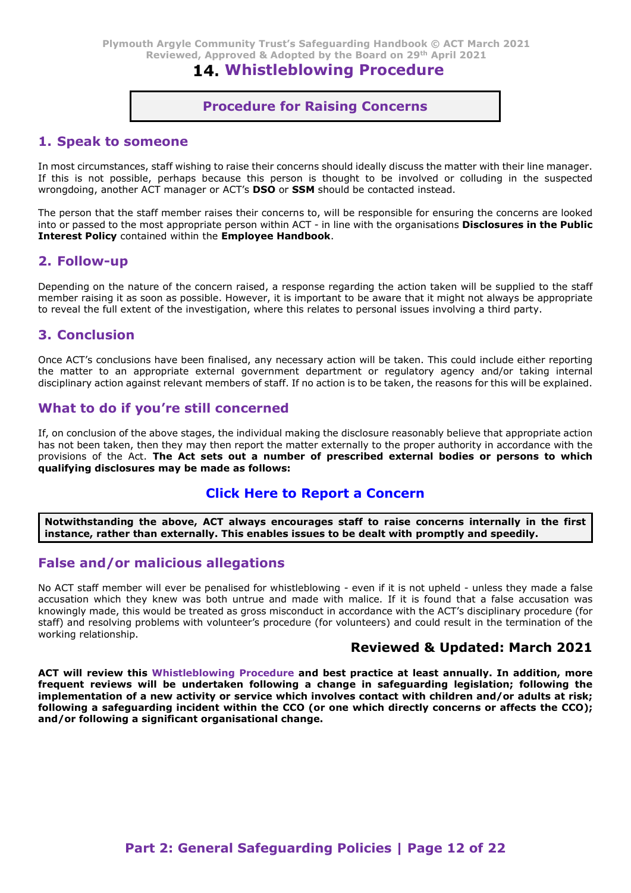# 14. Whistleblowing Procedure

**Procedure for Raising Concerns**

## 1. Speak to someone

In most circumstances, staff wishing to raise their concerns should ideally discuss the matter with their line manager. If this is not possible, perhaps because this person is thought to be involved or colluding in the suspected wrongdoing, another ACT manager or ACT's **DSO** or **SSM** should be contacted instead.

The person that the staff member raises their concerns to, will be responsible for ensuring the concerns are looked into or passed to the most appropriate person within ACT - in line with the organisations **Disclosures in the Public Interest Policy** contained within the **Employee Handbook**.

## 2. Follow-up

Depending on the nature of the concern raised, a response regarding the action taken will be supplied to the staff member raising it as soon as possible. However, it is important to be aware that it might not always be appropriate to reveal the full extent of the investigation, where this relates to personal issues involving a third party.

## 3. Conclusion

Once ACT's conclusions have been finalised, any necessary action will be taken. This could include either reporting the matter to an appropriate external government department or regulatory agency and/or taking internal disciplinary action against relevant members of staff. If no action is to be taken, the reasons for this will be explained.

## What to do if you're still concerned

If, on conclusion of the above stages, the individual making the disclosure reasonably believe that appropriate action has not been taken, then they may then report the matter externally to the proper authority in accordance with the provisions of the Act. **The Act sets out a number of prescribed external bodies or persons to which qualifying disclosures may be made as follows:**

**Click Here to Report a Concern**

**Notwithstanding the above, ACT always encourages staff to raise concerns internally in the first instance, rather than externally. This enables issues to be dealt with promptly and speedily.**

## False and/or malicious allegations

No ACT staff member will ever be penalised for whistleblowing - even if it is not upheld - unless they made a false accusation which they knew was both untrue and made with malice. If it is found that a false accusation was knowingly made, this would be treated as gross misconduct in accordance with the ACT's disciplinary procedure (for staff) and resolving problems with volunteer's procedure (for volunteers) and could result in the termination of the working relationship.

**Reviewed & Updated: March 2021**

**ACT will review this Whistleblowing Procedure and best practice at least annually. In addition, more frequent reviews will be undertaken following a change in safeguarding legislation; following the implementation of a new activity or service which involves contact with children and/or adults at risk; following a safeguarding incident within the CCO (or one which directly concerns or affects the CCO); and/or following a significant organisational change.**